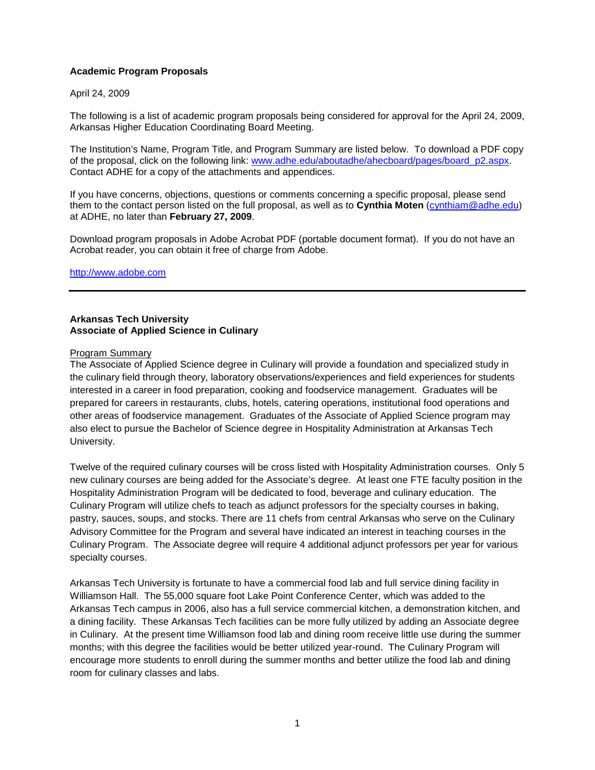**Academic Program Proposals**

April 24, 2009

The following is a list of academic program proposals being considered for approval for the April 24, 2009, Arkansas Higher Education Coordinating Board Meeting.

The Institution's Name, Program Title, and Program Summary are listed below. To download a PDF copy of the proposal, click on the following link: [www.adhe.edu/aboutadhe/ahecboard/pages/board_p2.aspx](www.adhe.edu/aboutadhe/ahecboard/pages/board_p2.aspx). Contact ADHE for a copy of the attachments and appendices.

If you have concerns, objections, questions or comments concerning a specific proposal, please send them to the contact person listed on the full proposal, as well as to **Cynthia Moten** ([cynthiam@adhe.edu](mailto:cynthiam@adhe.edu)) at ADHE, no later than **February 27, 2009**.

Download program proposals in Adobe Acrobat PDF (portable document format). If you do not have an Acrobat reader, you can obtain it free of charge from Adobe.

[http://www.adobe.com](http://www.adobe.com)

---

**Arkansas Tech University**
**Associate of Applied Science in Culinary**

Program Summary

The Associate of Applied Science degree in Culinary will provide a foundation and specialized study in the culinary field through theory, laboratory observations/experiences and field experiences for students interested in a career in food preparation, cooking and foodservice management. Graduates will be prepared for careers in restaurants, clubs, hotels, catering operations, institutional food operations and other areas of foodservice management. Graduates of the Associate of Applied Science program may also elect to pursue the Bachelor of Science degree in Hospitality Administration at Arkansas Tech University.

Twelve of the required culinary courses will be cross listed with Hospitality Administration courses. Only 5 new culinary courses are being added for the Associate's degree. At least one FTE faculty position in the Hospitality Administration Program will be dedicated to food, beverage and culinary education. The Culinary Program will utilize chefs to teach as adjunct professors for the specialty courses in baking, pastry, sauces, soups, and stocks. There are 11 chefs from central Arkansas who serve on the Culinary Advisory Committee for the Program and several have indicated an interest in teaching courses in the Culinary Program. The Associate degree will require 4 additional adjunct professors per year for various specialty courses.

Arkansas Tech University is fortunate to have a commercial food lab and full service dining facility in Williamson Hall. The 55,000 square foot Lake Point Conference Center, which was added to the Arkansas Tech campus in 2006, also has a full service commercial kitchen, a demonstration kitchen, and a dining facility. These Arkansas Tech facilities can be more fully utilized by adding an Associate degree in Culinary. At the present time Williamson food lab and dining room receive little use during the summer months; with this degree the facilities would be better utilized year-round. The Culinary Program will encourage more students to enroll during the summer months and better utilize the food lab and dining room for culinary classes and labs.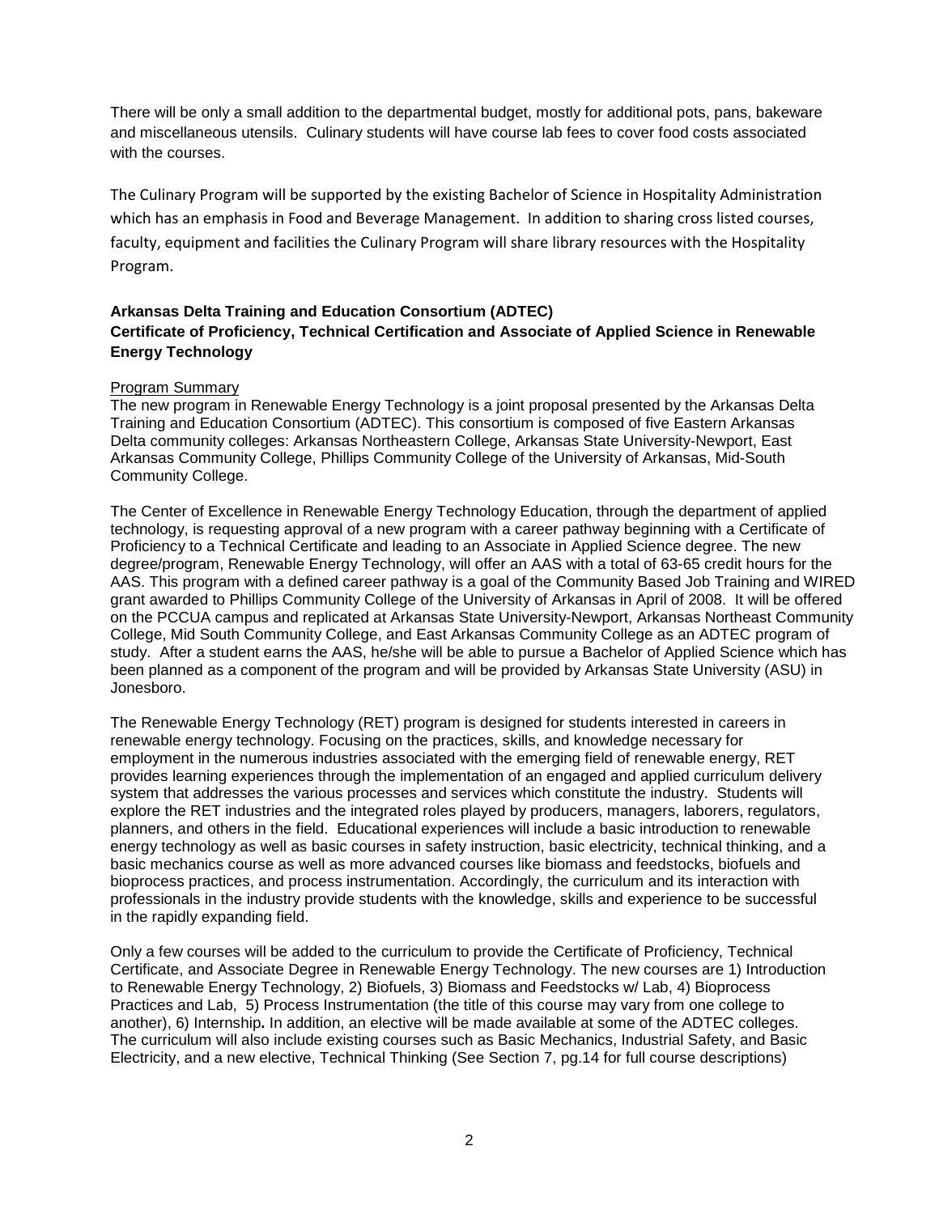There will be only a small addition to the departmental budget, mostly for additional pots, pans, bakeware and miscellaneous utensils. Culinary students will have course lab fees to cover food costs associated with the courses.

The Culinary Program will be supported by the existing Bachelor of Science in Hospitality Administration which has an emphasis in Food and Beverage Management. In addition to sharing cross listed courses, faculty, equipment and facilities the Culinary Program will share library resources with the Hospitality Program.

**Arkansas Delta Training and Education Consortium (ADTEC)**
**Certificate of Proficiency, Technical Certification and Associate of Applied Science in Renewable Energy Technology**

Program Summary

The new program in Renewable Energy Technology is a joint proposal presented by the Arkansas Delta Training and Education Consortium (ADTEC). This consortium is composed of five Eastern Arkansas Delta community colleges: Arkansas Northeastern College, Arkansas State University-Newport, East Arkansas Community College, Phillips Community College of the University of Arkansas, Mid-South Community College.

The Center of Excellence in Renewable Energy Technology Education, through the department of applied technology, is requesting approval of a new program with a career pathway beginning with a Certificate of Proficiency to a Technical Certificate and leading to an Associate in Applied Science degree. The new degree/program, Renewable Energy Technology, will offer an AAS with a total of 63-65 credit hours for the AAS. This program with a defined career pathway is a goal of the Community Based Job Training and WIRED grant awarded to Phillips Community College of the University of Arkansas in April of 2008. It will be offered on the PCCUA campus and replicated at Arkansas State University-Newport, Arkansas Northeast Community College, Mid South Community College, and East Arkansas Community College as an ADTEC program of study. After a student earns the AAS, he/she will be able to pursue a Bachelor of Applied Science which has been planned as a component of the program and will be provided by Arkansas State University (ASU) in Jonesboro.

The Renewable Energy Technology (RET) program is designed for students interested in careers in renewable energy technology. Focusing on the practices, skills, and knowledge necessary for employment in the numerous industries associated with the emerging field of renewable energy, RET provides learning experiences through the implementation of an engaged and applied curriculum delivery system that addresses the various processes and services which constitute the industry. Students will explore the RET industries and the integrated roles played by producers, managers, laborers, regulators, planners, and others in the field. Educational experiences will include a basic introduction to renewable energy technology as well as basic courses in safety instruction, basic electricity, technical thinking, and a basic mechanics course as well as more advanced courses like biomass and feedstocks, biofuels and bioprocess practices, and process instrumentation. Accordingly, the curriculum and its interaction with professionals in the industry provide students with the knowledge, skills and experience to be successful in the rapidly expanding field.

Only a few courses will be added to the curriculum to provide the Certificate of Proficiency, Technical Certificate, and Associate Degree in Renewable Energy Technology. The new courses are 1) Introduction to Renewable Energy Technology, 2) Biofuels, 3) Biomass and Feedstocks w/ Lab, 4) Bioprocess Practices and Lab, 5) Process Instrumentation (the title of this course may vary from one college to another), 6) Internship**.** In addition, an elective will be made available at some of the ADTEC colleges. The curriculum will also include existing courses such as Basic Mechanics, Industrial Safety, and Basic Electricity, and a new elective, Technical Thinking (See Section 7, pg.14 for full course descriptions)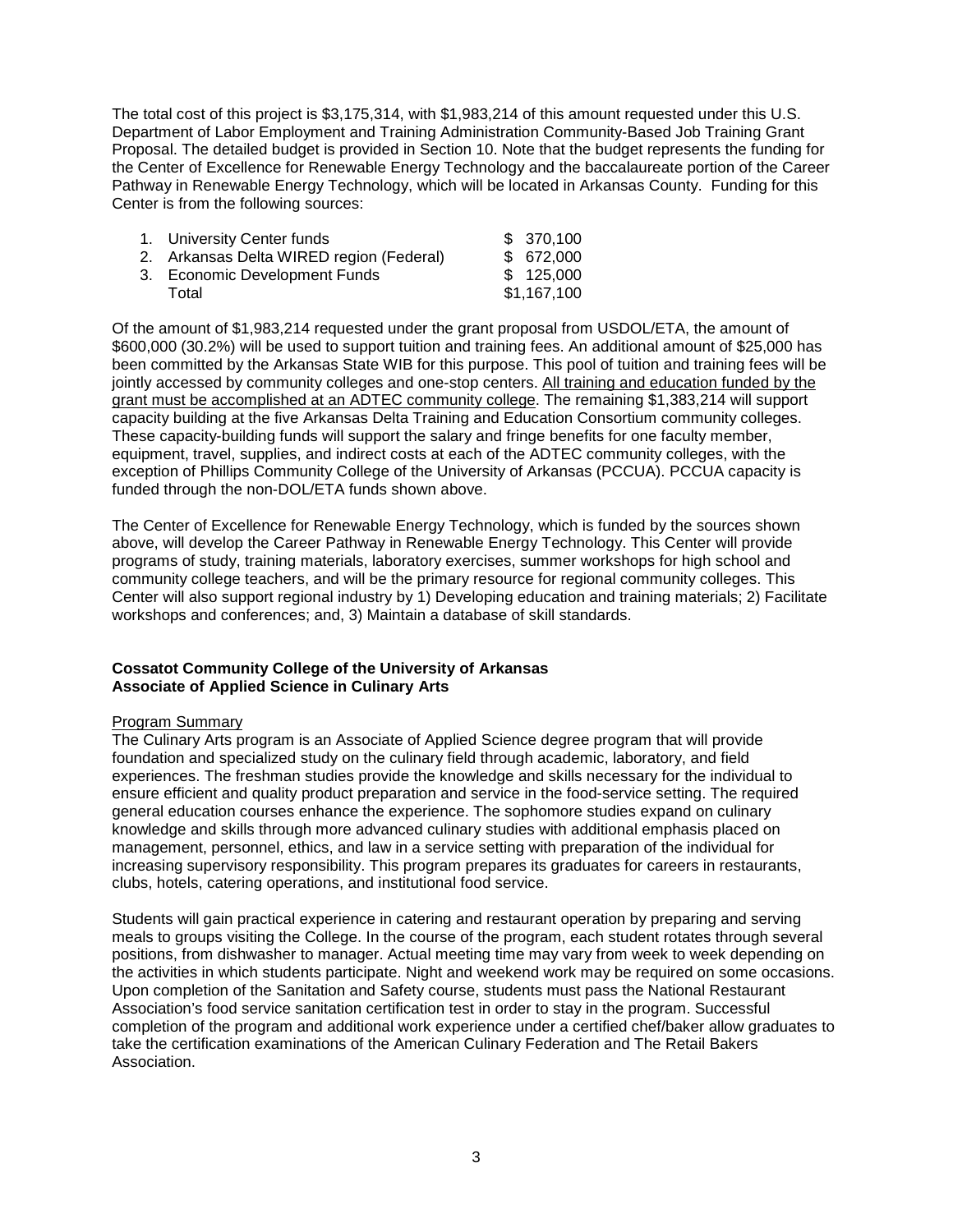The total cost of this project is $3,175,314, with $1,983,214 of this amount requested under this U.S. Department of Labor Employment and Training Administration Community-Based Job Training Grant Proposal. The detailed budget is provided in Section 10. Note that the budget represents the funding for the Center of Excellence for Renewable Energy Technology and the baccalaureate portion of the Career Pathway in Renewable Energy Technology, which will be located in Arkansas County. Funding for this Center is from the following sources:

| | |
|---|---|
| 1. University Center funds | $ 370,100 |
| 2. Arkansas Delta WIRED region (Federal) | $ 672,000 |
| 3. Economic Development Funds | $ 125,000 |
| Total | $1,167,100 |

Of the amount of $1,983,214 requested under the grant proposal from USDOL/ETA, the amount of $600,000 (30.2%) will be used to support tuition and training fees. An additional amount of $25,000 has been committed by the Arkansas State WIB for this purpose. This pool of tuition and training fees will be jointly accessed by community colleges and one-stop centers. All training and education funded by the grant must be accomplished at an ADTEC community college. The remaining $1,383,214 will support capacity building at the five Arkansas Delta Training and Education Consortium community colleges. These capacity-building funds will support the salary and fringe benefits for one faculty member, equipment, travel, supplies, and indirect costs at each of the ADTEC community colleges, with the exception of Phillips Community College of the University of Arkansas (PCCUA). PCCUA capacity is funded through the non-DOL/ETA funds shown above.

The Center of Excellence for Renewable Energy Technology, which is funded by the sources shown above, will develop the Career Pathway in Renewable Energy Technology. This Center will provide programs of study, training materials, laboratory exercises, summer workshops for high school and community college teachers, and will be the primary resource for regional community colleges. This Center will also support regional industry by 1) Developing education and training materials; 2) Facilitate workshops and conferences; and, 3) Maintain a database of skill standards.

**Cossatot Community College of the University of Arkansas**
**Associate of Applied Science in Culinary Arts**

Program Summary

The Culinary Arts program is an Associate of Applied Science degree program that will provide foundation and specialized study on the culinary field through academic, laboratory, and field experiences. The freshman studies provide the knowledge and skills necessary for the individual to ensure efficient and quality product preparation and service in the food-service setting. The required general education courses enhance the experience. The sophomore studies expand on culinary knowledge and skills through more advanced culinary studies with additional emphasis placed on management, personnel, ethics, and law in a service setting with preparation of the individual for increasing supervisory responsibility. This program prepares its graduates for careers in restaurants, clubs, hotels, catering operations, and institutional food service.

Students will gain practical experience in catering and restaurant operation by preparing and serving meals to groups visiting the College. In the course of the program, each student rotates through several positions, from dishwasher to manager. Actual meeting time may vary from week to week depending on the activities in which students participate. Night and weekend work may be required on some occasions. Upon completion of the Sanitation and Safety course, students must pass the National Restaurant Association's food service sanitation certification test in order to stay in the program. Successful completion of the program and additional work experience under a certified chef/baker allow graduates to take the certification examinations of the American Culinary Federation and The Retail Bakers Association.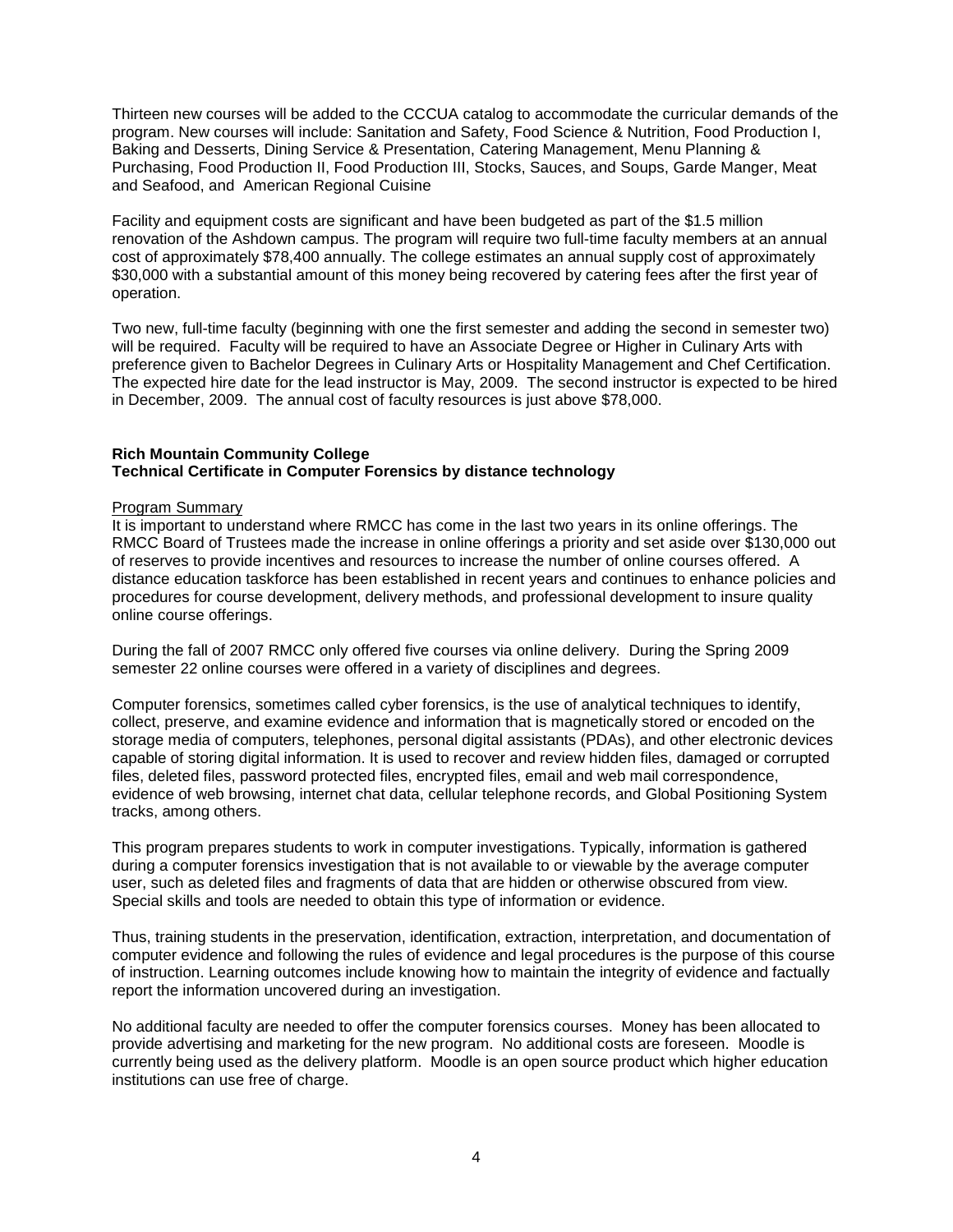Thirteen new courses will be added to the CCCUA catalog to accommodate the curricular demands of the program. New courses will include: Sanitation and Safety, Food Science & Nutrition, Food Production I, Baking and Desserts, Dining Service & Presentation, Catering Management, Menu Planning & Purchasing, Food Production II, Food Production III, Stocks, Sauces, and Soups, Garde Manger, Meat and Seafood, and American Regional Cuisine

Facility and equipment costs are significant and have been budgeted as part of the $1.5 million renovation of the Ashdown campus. The program will require two full-time faculty members at an annual cost of approximately $78,400 annually. The college estimates an annual supply cost of approximately $30,000 with a substantial amount of this money being recovered by catering fees after the first year of operation.

Two new, full-time faculty (beginning with one the first semester and adding the second in semester two) will be required. Faculty will be required to have an Associate Degree or Higher in Culinary Arts with preference given to Bachelor Degrees in Culinary Arts or Hospitality Management and Chef Certification. The expected hire date for the lead instructor is May, 2009. The second instructor is expected to be hired in December, 2009. The annual cost of faculty resources is just above $78,000.

**Rich Mountain Community College**
**Technical Certificate in Computer Forensics by distance technology**

Program Summary

It is important to understand where RMCC has come in the last two years in its online offerings. The RMCC Board of Trustees made the increase in online offerings a priority and set aside over $130,000 out of reserves to provide incentives and resources to increase the number of online courses offered. A distance education taskforce has been established in recent years and continues to enhance policies and procedures for course development, delivery methods, and professional development to insure quality online course offerings.

During the fall of 2007 RMCC only offered five courses via online delivery. During the Spring 2009 semester 22 online courses were offered in a variety of disciplines and degrees.

Computer forensics, sometimes called cyber forensics, is the use of analytical techniques to identify, collect, preserve, and examine evidence and information that is magnetically stored or encoded on the storage media of computers, telephones, personal digital assistants (PDAs), and other electronic devices capable of storing digital information. It is used to recover and review hidden files, damaged or corrupted files, deleted files, password protected files, encrypted files, email and web mail correspondence, evidence of web browsing, internet chat data, cellular telephone records, and Global Positioning System tracks, among others.

This program prepares students to work in computer investigations. Typically, information is gathered during a computer forensics investigation that is not available to or viewable by the average computer user, such as deleted files and fragments of data that are hidden or otherwise obscured from view. Special skills and tools are needed to obtain this type of information or evidence.

Thus, training students in the preservation, identification, extraction, interpretation, and documentation of computer evidence and following the rules of evidence and legal procedures is the purpose of this course of instruction. Learning outcomes include knowing how to maintain the integrity of evidence and factually report the information uncovered during an investigation.

No additional faculty are needed to offer the computer forensics courses. Money has been allocated to provide advertising and marketing for the new program. No additional costs are foreseen. Moodle is currently being used as the delivery platform. Moodle is an open source product which higher education institutions can use free of charge.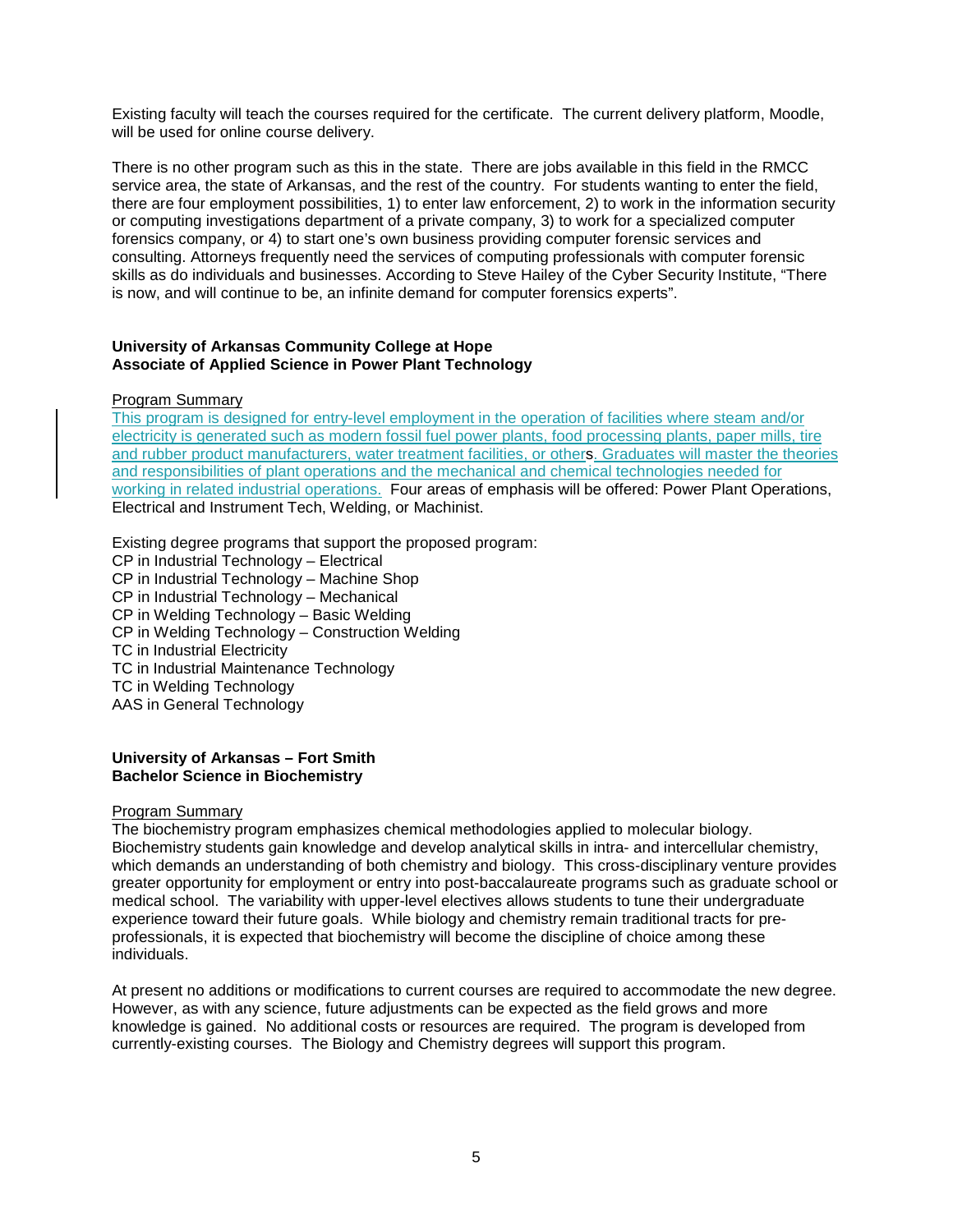Existing faculty will teach the courses required for the certificate. The current delivery platform, Moodle, will be used for online course delivery.

There is no other program such as this in the state. There are jobs available in this field in the RMCC service area, the state of Arkansas, and the rest of the country. For students wanting to enter the field, there are four employment possibilities, 1) to enter law enforcement, 2) to work in the information security or computing investigations department of a private company, 3) to work for a specialized computer forensics company, or 4) to start one's own business providing computer forensic services and consulting. Attorneys frequently need the services of computing professionals with computer forensic skills as do individuals and businesses. According to Steve Hailey of the Cyber Security Institute, "There is now, and will continue to be, an infinite demand for computer forensics experts".

**University of Arkansas Community College at Hope**
**Associate of Applied Science in Power Plant Technology**

Program Summary

This program is designed for entry-level employment in the operation of facilities where steam and/or electricity is generated such as modern fossil fuel power plants, food processing plants, paper mills, tire and rubber product manufacturers, water treatment facilities, or others. Graduates will master the theories and responsibilities of plant operations and the mechanical and chemical technologies needed for working in related industrial operations. Four areas of emphasis will be offered: Power Plant Operations, Electrical and Instrument Tech, Welding, or Machinist.

Existing degree programs that support the proposed program:
CP in Industrial Technology – Electrical
CP in Industrial Technology – Machine Shop
CP in Industrial Technology – Mechanical
CP in Welding Technology – Basic Welding
CP in Welding Technology – Construction Welding
TC in Industrial Electricity
TC in Industrial Maintenance Technology
TC in Welding Technology
AAS in General Technology

**University of Arkansas – Fort Smith**
**Bachelor Science in Biochemistry**

Program Summary

The biochemistry program emphasizes chemical methodologies applied to molecular biology. Biochemistry students gain knowledge and develop analytical skills in intra- and intercellular chemistry, which demands an understanding of both chemistry and biology. This cross-disciplinary venture provides greater opportunity for employment or entry into post-baccalaureate programs such as graduate school or medical school. The variability with upper-level electives allows students to tune their undergraduate experience toward their future goals. While biology and chemistry remain traditional tracts for pre-professionals, it is expected that biochemistry will become the discipline of choice among these individuals.

At present no additions or modifications to current courses are required to accommodate the new degree. However, as with any science, future adjustments can be expected as the field grows and more knowledge is gained. No additional costs or resources are required. The program is developed from currently-existing courses. The Biology and Chemistry degrees will support this program.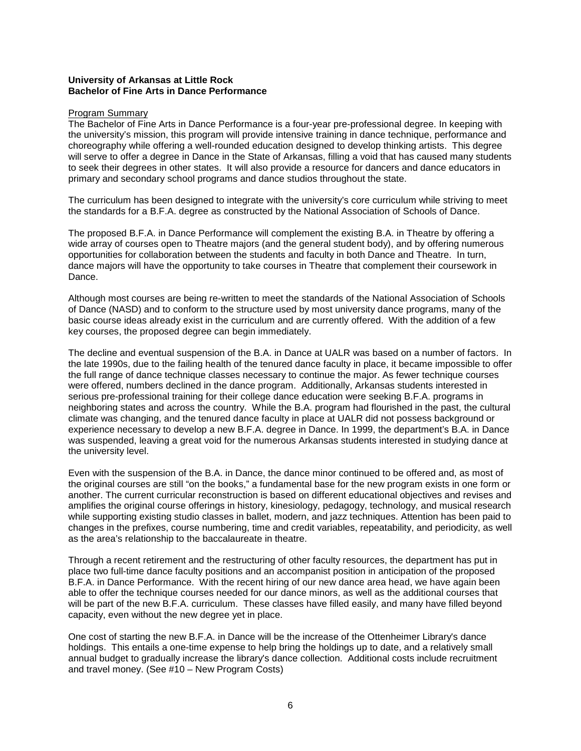**University of Arkansas at Little Rock**
**Bachelor of Fine Arts in Dance Performance**

Program Summary

The Bachelor of Fine Arts in Dance Performance is a four-year pre-professional degree. In keeping with the university's mission, this program will provide intensive training in dance technique, performance and choreography while offering a well-rounded education designed to develop thinking artists. This degree will serve to offer a degree in Dance in the State of Arkansas, filling a void that has caused many students to seek their degrees in other states. It will also provide a resource for dancers and dance educators in primary and secondary school programs and dance studios throughout the state.

The curriculum has been designed to integrate with the university's core curriculum while striving to meet the standards for a B.F.A. degree as constructed by the National Association of Schools of Dance.

The proposed B.F.A. in Dance Performance will complement the existing B.A. in Theatre by offering a wide array of courses open to Theatre majors (and the general student body), and by offering numerous opportunities for collaboration between the students and faculty in both Dance and Theatre. In turn, dance majors will have the opportunity to take courses in Theatre that complement their coursework in Dance.

Although most courses are being re-written to meet the standards of the National Association of Schools of Dance (NASD) and to conform to the structure used by most university dance programs, many of the basic course ideas already exist in the curriculum and are currently offered. With the addition of a few key courses, the proposed degree can begin immediately.

The decline and eventual suspension of the B.A. in Dance at UALR was based on a number of factors. In the late 1990s, due to the failing health of the tenured dance faculty in place, it became impossible to offer the full range of dance technique classes necessary to continue the major. As fewer technique courses were offered, numbers declined in the dance program. Additionally, Arkansas students interested in serious pre-professional training for their college dance education were seeking B.F.A. programs in neighboring states and across the country. While the B.A. program had flourished in the past, the cultural climate was changing, and the tenured dance faculty in place at UALR did not possess background or experience necessary to develop a new B.F.A. degree in Dance. In 1999, the department's B.A. in Dance was suspended, leaving a great void for the numerous Arkansas students interested in studying dance at the university level.

Even with the suspension of the B.A. in Dance, the dance minor continued to be offered and, as most of the original courses are still "on the books," a fundamental base for the new program exists in one form or another. The current curricular reconstruction is based on different educational objectives and revises and amplifies the original course offerings in history, kinesiology, pedagogy, technology, and musical research while supporting existing studio classes in ballet, modern, and jazz techniques. Attention has been paid to changes in the prefixes, course numbering, time and credit variables, repeatability, and periodicity, as well as the area's relationship to the baccalaureate in theatre.

Through a recent retirement and the restructuring of other faculty resources, the department has put in place two full-time dance faculty positions and an accompanist position in anticipation of the proposed B.F.A. in Dance Performance. With the recent hiring of our new dance area head, we have again been able to offer the technique courses needed for our dance minors, as well as the additional courses that will be part of the new B.F.A. curriculum. These classes have filled easily, and many have filled beyond capacity, even without the new degree yet in place.

One cost of starting the new B.F.A. in Dance will be the increase of the Ottenheimer Library's dance holdings. This entails a one-time expense to help bring the holdings up to date, and a relatively small annual budget to gradually increase the library's dance collection. Additional costs include recruitment and travel money. (See #10 – New Program Costs)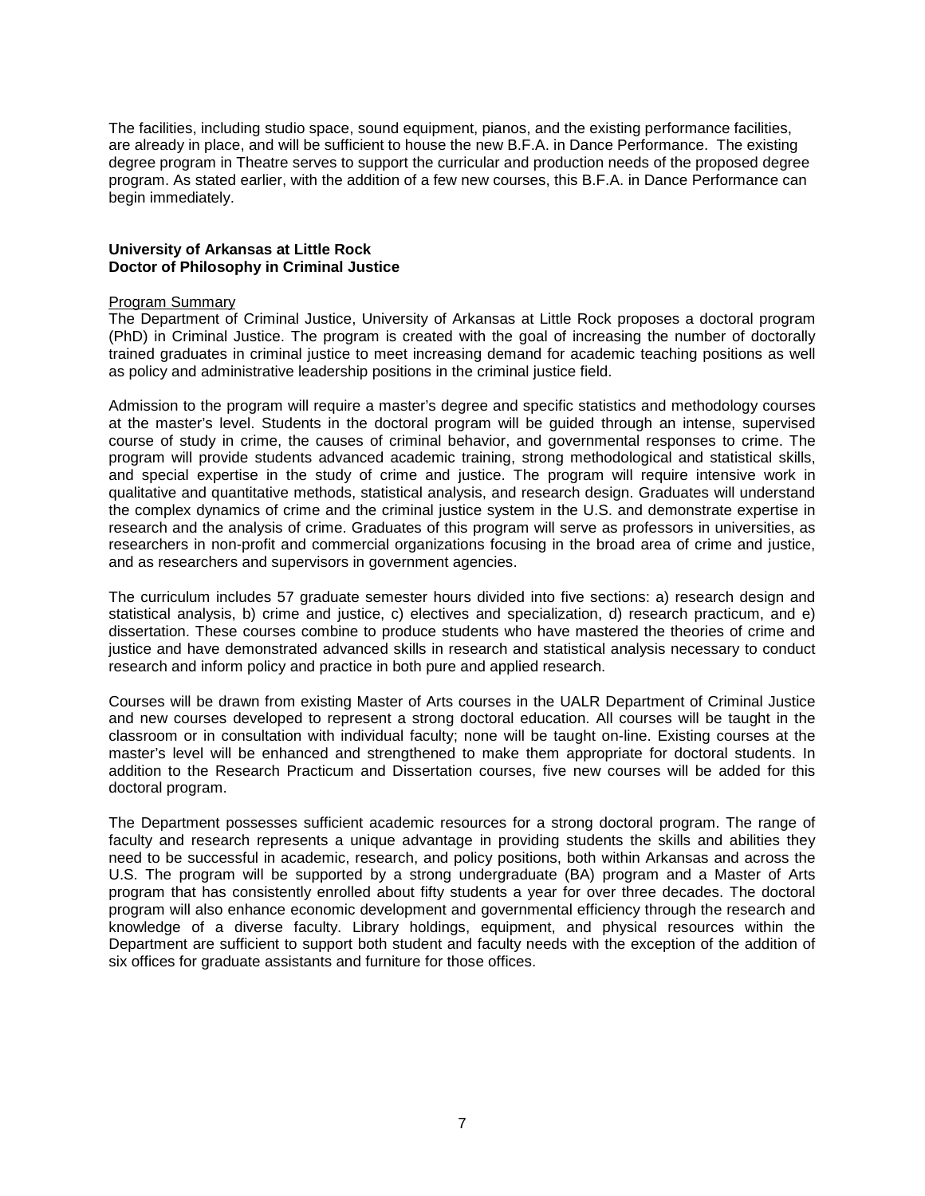The facilities, including studio space, sound equipment, pianos, and the existing performance facilities, are already in place, and will be sufficient to house the new B.F.A. in Dance Performance. The existing degree program in Theatre serves to support the curricular and production needs of the proposed degree program. As stated earlier, with the addition of a few new courses, this B.F.A. in Dance Performance can begin immediately.

**University of Arkansas at Little Rock**
**Doctor of Philosophy in Criminal Justice**

<u>Program Summary</u>
The Department of Criminal Justice, University of Arkansas at Little Rock proposes a doctoral program (PhD) in Criminal Justice. The program is created with the goal of increasing the number of doctorally trained graduates in criminal justice to meet increasing demand for academic teaching positions as well as policy and administrative leadership positions in the criminal justice field.

Admission to the program will require a master's degree and specific statistics and methodology courses at the master's level. Students in the doctoral program will be guided through an intense, supervised course of study in crime, the causes of criminal behavior, and governmental responses to crime. The program will provide students advanced academic training, strong methodological and statistical skills, and special expertise in the study of crime and justice. The program will require intensive work in qualitative and quantitative methods, statistical analysis, and research design. Graduates will understand the complex dynamics of crime and the criminal justice system in the U.S. and demonstrate expertise in research and the analysis of crime. Graduates of this program will serve as professors in universities, as researchers in non-profit and commercial organizations focusing in the broad area of crime and justice, and as researchers and supervisors in government agencies.

The curriculum includes 57 graduate semester hours divided into five sections: a) research design and statistical analysis, b) crime and justice, c) electives and specialization, d) research practicum, and e) dissertation. These courses combine to produce students who have mastered the theories of crime and justice and have demonstrated advanced skills in research and statistical analysis necessary to conduct research and inform policy and practice in both pure and applied research.

Courses will be drawn from existing Master of Arts courses in the UALR Department of Criminal Justice and new courses developed to represent a strong doctoral education. All courses will be taught in the classroom or in consultation with individual faculty; none will be taught on-line. Existing courses at the master's level will be enhanced and strengthened to make them appropriate for doctoral students. In addition to the Research Practicum and Dissertation courses, five new courses will be added for this doctoral program.

The Department possesses sufficient academic resources for a strong doctoral program. The range of faculty and research represents a unique advantage in providing students the skills and abilities they need to be successful in academic, research, and policy positions, both within Arkansas and across the U.S. The program will be supported by a strong undergraduate (BA) program and a Master of Arts program that has consistently enrolled about fifty students a year for over three decades. The doctoral program will also enhance economic development and governmental efficiency through the research and knowledge of a diverse faculty. Library holdings, equipment, and physical resources within the Department are sufficient to support both student and faculty needs with the exception of the addition of six offices for graduate assistants and furniture for those offices.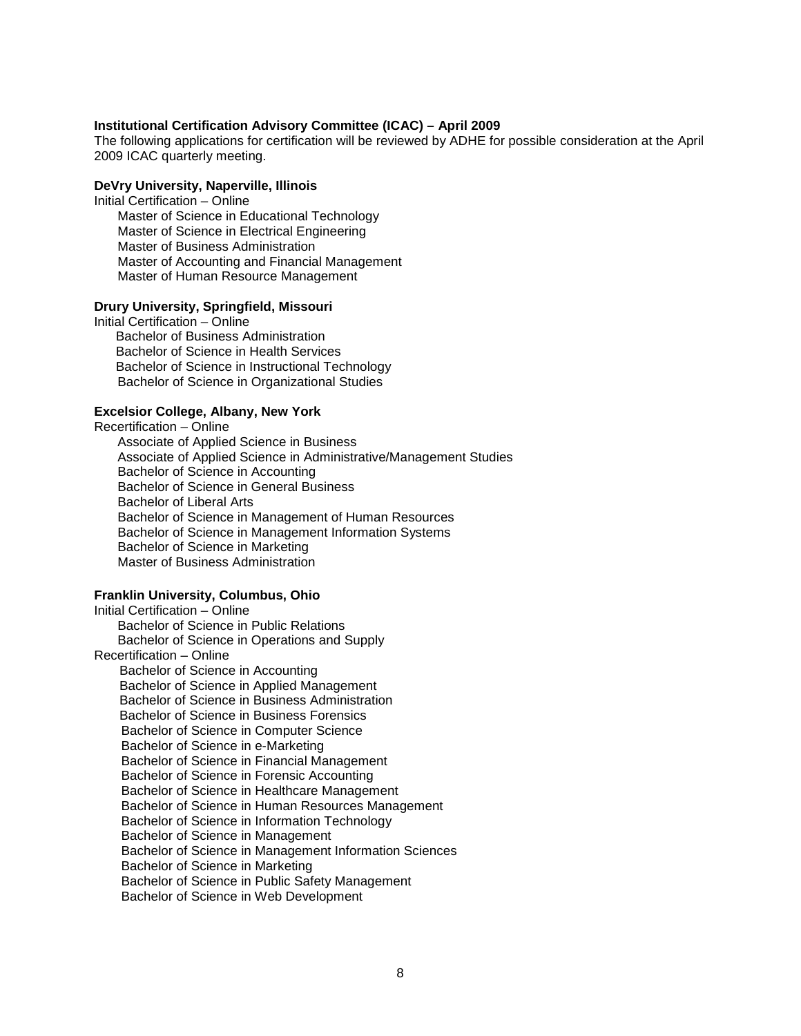**Institutional Certification Advisory Committee (ICAC) – April 2009**

The following applications for certification will be reviewed by ADHE for possible consideration at the April 2009 ICAC quarterly meeting.

**DeVry University, Naperville, Illinois**

Initial Certification – Online

- Master of Science in Educational Technology
- Master of Science in Electrical Engineering
- Master of Business Administration
- Master of Accounting and Financial Management
- Master of Human Resource Management

**Drury University, Springfield, Missouri**

Initial Certification – Online

- Bachelor of Business Administration
- Bachelor of Science in Health Services
- Bachelor of Science in Instructional Technology
- Bachelor of Science in Organizational Studies

**Excelsior College, Albany, New York**

Recertification – Online

- Associate of Applied Science in Business
- Associate of Applied Science in Administrative/Management Studies
- Bachelor of Science in Accounting
- Bachelor of Science in General Business
- Bachelor of Liberal Arts
- Bachelor of Science in Management of Human Resources
- Bachelor of Science in Management Information Systems
- Bachelor of Science in Marketing
- Master of Business Administration

**Franklin University, Columbus, Ohio**

Initial Certification – Online

- Bachelor of Science in Public Relations
- Bachelor of Science in Operations and Supply

Recertification – Online

- Bachelor of Science in Accounting
- Bachelor of Science in Applied Management
- Bachelor of Science in Business Administration
- Bachelor of Science in Business Forensics
- Bachelor of Science in Computer Science
- Bachelor of Science in e-Marketing
- Bachelor of Science in Financial Management
- Bachelor of Science in Forensic Accounting
- Bachelor of Science in Healthcare Management
- Bachelor of Science in Human Resources Management
- Bachelor of Science in Information Technology
- Bachelor of Science in Management
- Bachelor of Science in Management Information Sciences
- Bachelor of Science in Marketing
- Bachelor of Science in Public Safety Management
- Bachelor of Science in Web Development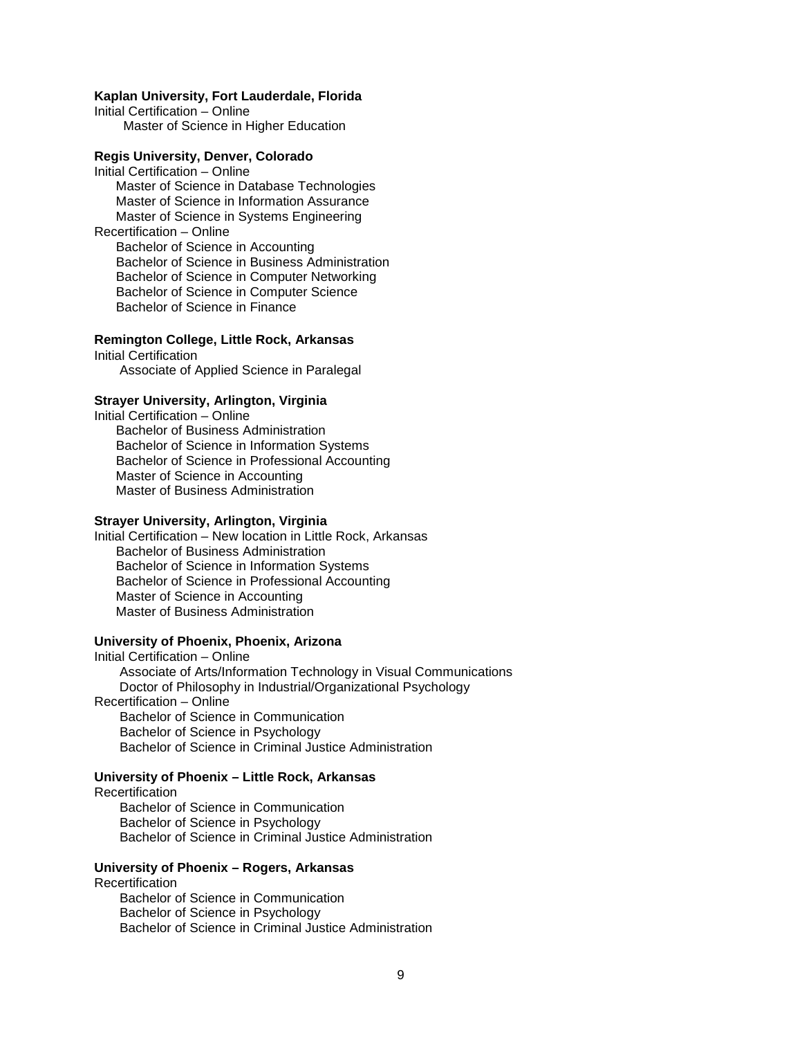**Kaplan University, Fort Lauderdale, Florida**
Initial Certification – Online
- Master of Science in Higher Education

**Regis University, Denver, Colorado**
Initial Certification – Online
- Master of Science in Database Technologies
- Master of Science in Information Assurance
- Master of Science in Systems Engineering

Recertification – Online
- Bachelor of Science in Accounting
- Bachelor of Science in Business Administration
- Bachelor of Science in Computer Networking
- Bachelor of Science in Computer Science
- Bachelor of Science in Finance

**Remington College, Little Rock, Arkansas**
Initial Certification
- Associate of Applied Science in Paralegal

**Strayer University, Arlington, Virginia**
Initial Certification – Online
- Bachelor of Business Administration
- Bachelor of Science in Information Systems
- Bachelor of Science in Professional Accounting
- Master of Science in Accounting
- Master of Business Administration

**Strayer University, Arlington, Virginia**
Initial Certification – New location in Little Rock, Arkansas
- Bachelor of Business Administration
- Bachelor of Science in Information Systems
- Bachelor of Science in Professional Accounting
- Master of Science in Accounting
- Master of Business Administration

**University of Phoenix, Phoenix, Arizona**
Initial Certification – Online
- Associate of Arts/Information Technology in Visual Communications
- Doctor of Philosophy in Industrial/Organizational Psychology

Recertification – Online
- Bachelor of Science in Communication
- Bachelor of Science in Psychology
- Bachelor of Science in Criminal Justice Administration

**University of Phoenix – Little Rock, Arkansas**
Recertification
- Bachelor of Science in Communication
- Bachelor of Science in Psychology
- Bachelor of Science in Criminal Justice Administration

**University of Phoenix – Rogers, Arkansas**
Recertification
- Bachelor of Science in Communication
- Bachelor of Science in Psychology
- Bachelor of Science in Criminal Justice Administration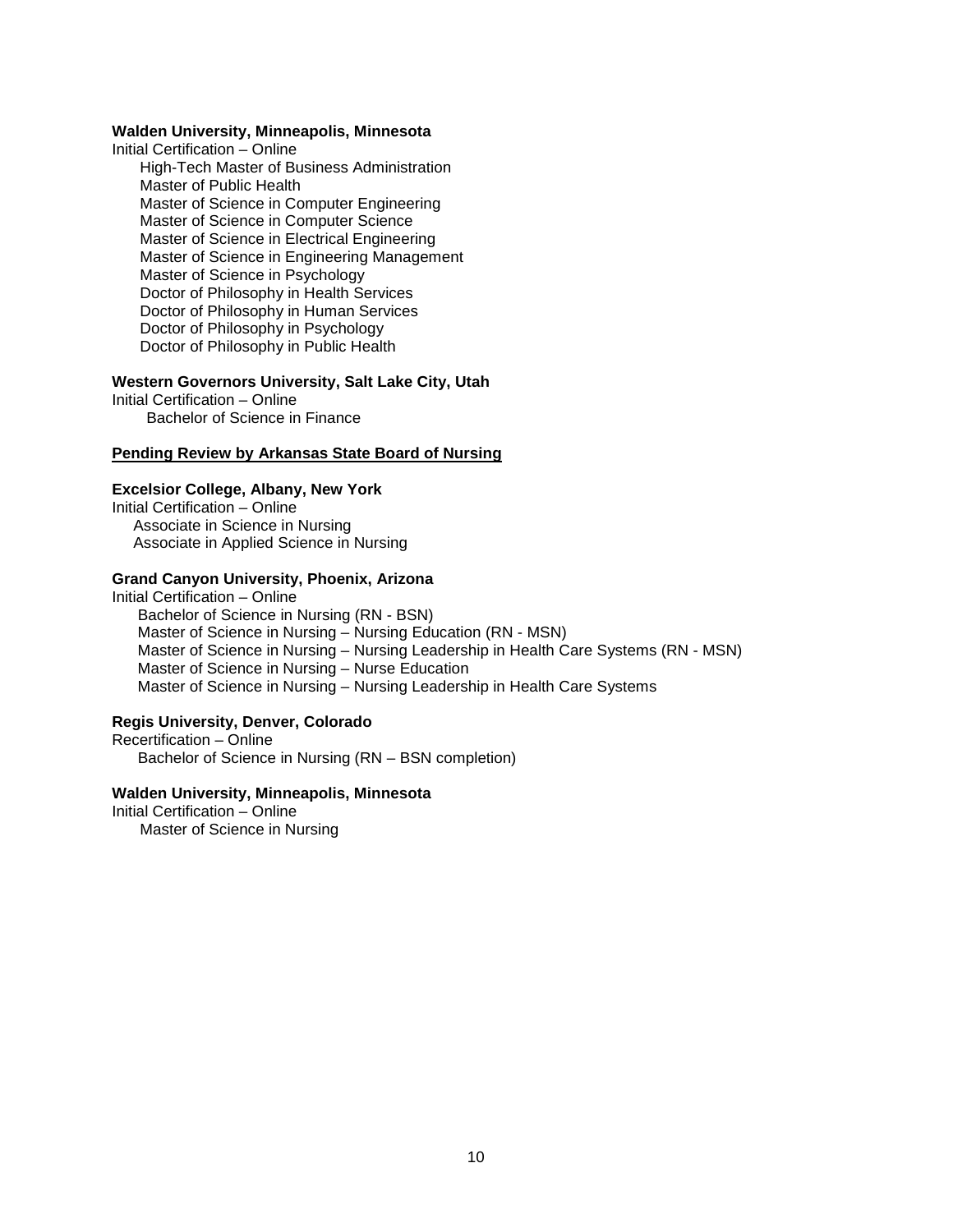**Walden University, Minneapolis, Minnesota**

Initial Certification – Online

- High-Tech Master of Business Administration
- Master of Public Health
- Master of Science in Computer Engineering
- Master of Science in Computer Science
- Master of Science in Electrical Engineering
- Master of Science in Engineering Management
- Master of Science in Psychology
- Doctor of Philosophy in Health Services
- Doctor of Philosophy in Human Services
- Doctor of Philosophy in Psychology
- Doctor of Philosophy in Public Health

**Western Governors University, Salt Lake City, Utah**

Initial Certification – Online

- Bachelor of Science in Finance

**<u>Pending Review by Arkansas State Board of Nursing</u>**

**Excelsior College, Albany, New York**

Initial Certification – Online

- Associate in Science in Nursing
- Associate in Applied Science in Nursing

**Grand Canyon University, Phoenix, Arizona**

Initial Certification – Online

- Bachelor of Science in Nursing (RN - BSN)
- Master of Science in Nursing – Nursing Education (RN - MSN)
- Master of Science in Nursing – Nursing Leadership in Health Care Systems (RN - MSN)
- Master of Science in Nursing – Nurse Education
- Master of Science in Nursing – Nursing Leadership in Health Care Systems

**Regis University, Denver, Colorado**

Recertification – Online

- Bachelor of Science in Nursing (RN – BSN completion)

**Walden University, Minneapolis, Minnesota**

Initial Certification – Online

- Master of Science in Nursing